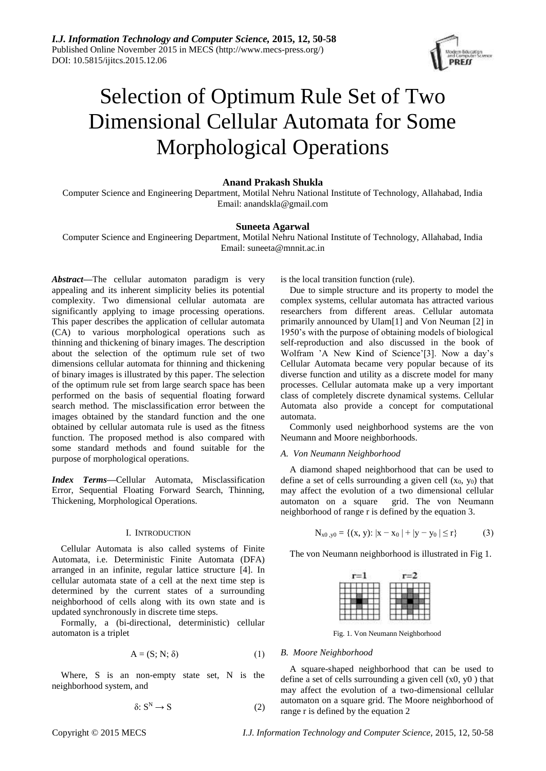# Selection of Optimum Rule Set of Two Dimensional Cellular Automata for Some Morphological Operations

**Anand Prakash Shukla**

Computer Science and Engineering Department, Motilal Nehru National Institute of Technology, Allahabad, India
Email: anandskla@gmail.com

**Suneeta Agarwal**

Computer Science and Engineering Department, Motilal Nehru National Institute of Technology, Allahabad, India
Email: suneeta@mnnit.ac.in

***Abstract*—**The cellular automaton paradigm is very appealing and its inherent simplicity belies its potential complexity. Two dimensional cellular automata are significantly applying to image processing operations. This paper describes the application of cellular automata (CA) to various morphological operations such as thinning and thickening of binary images. The description about the selection of the optimum rule set of two dimensions cellular automata for thinning and thickening of binary images is illustrated by this paper. The selection of the optimum rule set from large search space has been performed on the basis of sequential floating forward search method. The misclassification error between the images obtained by the standard function and the one obtained by cellular automata rule is used as the fitness function. The proposed method is also compared with some standard methods and found suitable for the purpose of morphological operations.

***Index Terms*—**Cellular Automata, Misclassification Error, Sequential Floating Forward Search, Thinning, Thickening, Morphological Operations.

## I. Introduction

Cellular Automata is also called systems of Finite Automata, i.e. Deterministic Finite Automata (DFA) arranged in an infinite, regular lattice structure [4]. In cellular automata state of a cell at the next time step is determined by the current states of a surrounding neighborhood of cells along with its own state and is updated synchronously in discrete time steps.

Formally, a (bi-directional, deterministic) cellular automaton is a triplet

$$A = (S; N; \delta) \tag{1}$$

Where, S is an non-empty state set, N is the neighborhood system, and

$$\delta: S^N \rightarrow S \tag{2}$$

is the local transition function (rule).

Due to simple structure and its property to model the complex systems, cellular automata has attracted various researchers from different areas. Cellular automata primarily announced by Ulam[1] and Von Neuman [2] in 1950's with the purpose of obtaining models of biological self-reproduction and also discussed in the book of Wolfram 'A New Kind of Science'[3]. Now a day's Cellular Automata became very popular because of its diverse function and utility as a discrete model for many processes. Cellular automata make up a very important class of completely discrete dynamical systems. Cellular Automata also provide a concept for computational automata.

Commonly used neighborhood systems are the von Neumann and Moore neighborhoods.

### *A. Von Neumann Neighborhood*

A diamond shaped neighborhood that can be used to define a set of cells surrounding a given cell ($x_0$, $y_0$) that may affect the evolution of a two dimensional cellular automaton on a square grid. The von Neumann neighborhood of range r is defined by the equation 3.

$$N_{x0,y0} = \{(x, y): |x - x_0| + |y - y_0| \leq r\} \tag{3}$$

The von Neumann neighborhood is illustrated in Fig 1.

Fig. 1. Von Neumann Neighborhood

### *B. Moore Neighborhood*

A square-shaped neighborhood that can be used to define a set of cells surrounding a given cell (x0, y0 ) that may affect the evolution of a two-dimensional cellular automaton on a square grid. The Moore neighborhood of range r is defined by the equation 2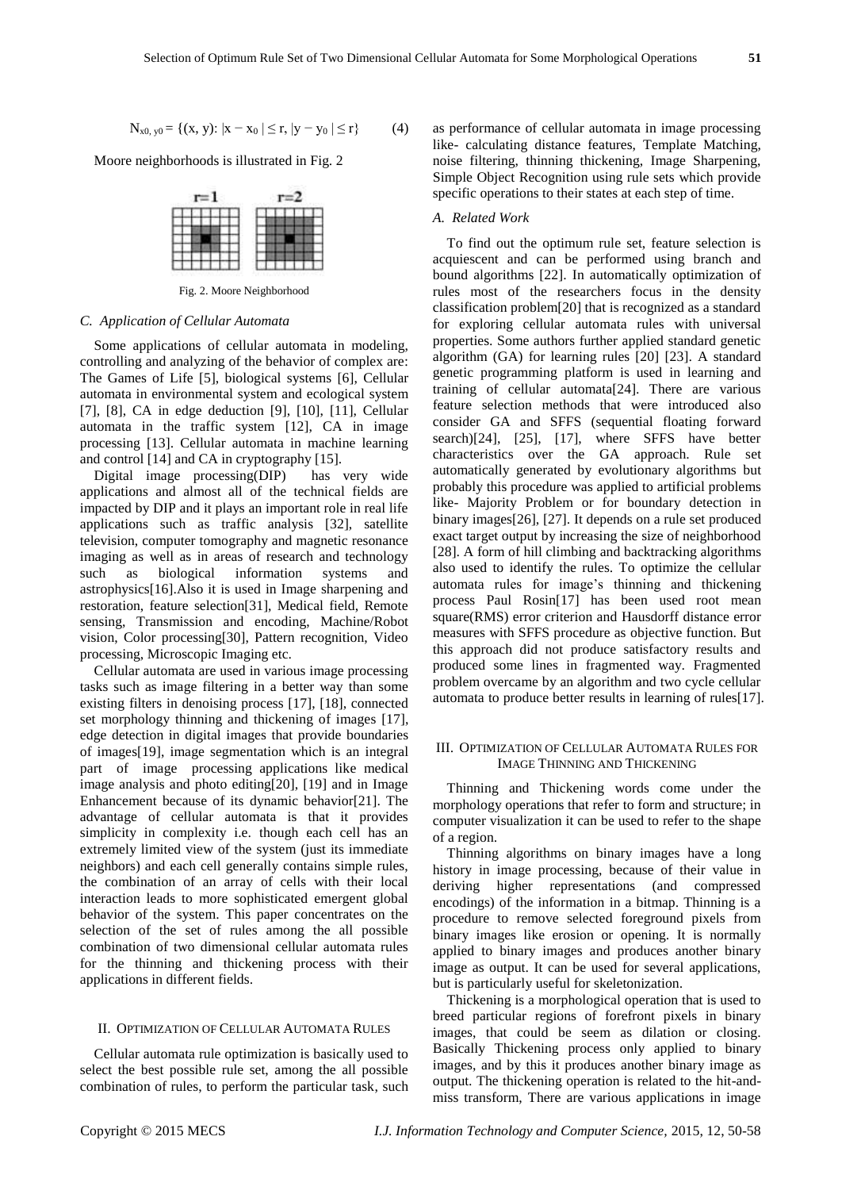$$N_{x0,\,y0} = \{(x, y): |x - x_0| \le r, |y - y_0| \le r\} \qquad (4)$$

Moore neighborhoods is illustrated in Fig. 2

Fig. 2. Moore Neighborhood

### C. Application of Cellular Automata

Some applications of cellular automata in modeling, controlling and analyzing of the behavior of complex are: The Games of Life [5], biological systems [6], Cellular automata in environmental system and ecological system [7], [8], CA in edge deduction [9], [10], [11], Cellular automata in the traffic system [12], CA in image processing [13]. Cellular automata in machine learning and control [14] and CA in cryptography [15].

Digital image processing(DIP) has very wide applications and almost all of the technical fields are impacted by DIP and it plays an important role in real life applications such as traffic analysis [32], satellite television, computer tomography and magnetic resonance imaging as well as in areas of research and technology such as biological information systems and astrophysics[16].Also it is used in Image sharpening and restoration, feature selection[31], Medical field, Remote sensing, Transmission and encoding, Machine/Robot vision, Color processing[30], Pattern recognition, Video processing, Microscopic Imaging etc.

Cellular automata are used in various image processing tasks such as image filtering in a better way than some existing filters in denoising process [17], [18], connected set morphology thinning and thickening of images [17], edge detection in digital images that provide boundaries of images[19], image segmentation which is an integral part of image processing applications like medical image analysis and photo editing[20], [19] and in Image Enhancement because of its dynamic behavior[21]. The advantage of cellular automata is that it provides simplicity in complexity i.e. though each cell has an extremely limited view of the system (just its immediate neighbors) and each cell generally contains simple rules, the combination of an array of cells with their local interaction leads to more sophisticated emergent global behavior of the system. This paper concentrates on the selection of the set of rules among the all possible combination of two dimensional cellular automata rules for the thinning and thickening process with their applications in different fields.

## II. Optimization of Cellular Automata Rules

Cellular automata rule optimization is basically used to select the best possible rule set, among the all possible combination of rules, to perform the particular task, such as performance of cellular automata in image processing like- calculating distance features, Template Matching, noise filtering, thinning thickening, Image Sharpening, Simple Object Recognition using rule sets which provide specific operations to their states at each step of time.

### A. Related Work

To find out the optimum rule set, feature selection is acquiescent and can be performed using branch and bound algorithms [22]. In automatically optimization of rules most of the researchers focus in the density classification problem[20] that is recognized as a standard for exploring cellular automata rules with universal properties. Some authors further applied standard genetic algorithm (GA) for learning rules [20] [23]. A standard genetic programming platform is used in learning and training of cellular automata[24]. There are various feature selection methods that were introduced also consider GA and SFFS (sequential floating forward search)[24], [25], [17], where SFFS have better characteristics over the GA approach. Rule set automatically generated by evolutionary algorithms but probably this procedure was applied to artificial problems like- Majority Problem or for boundary detection in binary images[26], [27]. It depends on a rule set produced exact target output by increasing the size of neighborhood [28]. A form of hill climbing and backtracking algorithms also used to identify the rules. To optimize the cellular automata rules for image's thinning and thickening process Paul Rosin[17] has been used root mean square(RMS) error criterion and Hausdorff distance error measures with SFFS procedure as objective function. But this approach did not produce satisfactory results and produced some lines in fragmented way. Fragmented problem overcame by an algorithm and two cycle cellular automata to produce better results in learning of rules[17].

## III. Optimization of Cellular Automata Rules for Image Thinning and Thickening

Thinning and Thickening words come under the morphology operations that refer to form and structure; in computer visualization it can be used to refer to the shape of a region.

Thinning algorithms on binary images have a long history in image processing, because of their value in deriving higher representations (and compressed encodings) of the information in a bitmap. Thinning is a procedure to remove selected foreground pixels from binary images like erosion or opening. It is normally applied to binary images and produces another binary image as output. It can be used for several applications, but is particularly useful for skeletonization.

Thickening is a morphological operation that is used to breed particular regions of forefront pixels in binary images, that could be seem as dilation or closing. Basically Thickening process only applied to binary images, and by this it produces another binary image as output. The thickening operation is related to the hit-and-miss transform, There are various applications in image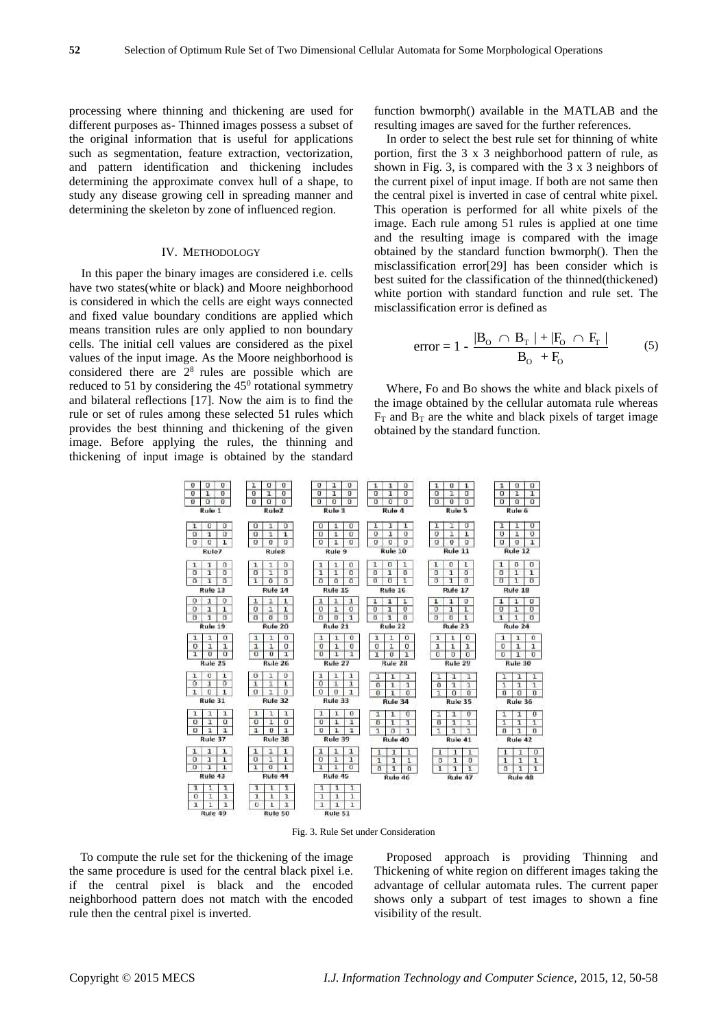processing where thinning and thickening are used for different purposes as- Thinned images possess a subset of the original information that is useful for applications such as segmentation, feature extraction, vectorization, and pattern identification and thickening includes determining the approximate convex hull of a shape, to study any disease growing cell in spreading manner and determining the skeleton by zone of influenced region.

## IV. METHODOLOGY

In this paper the binary images are considered i.e. cells have two states(white or black) and Moore neighborhood is considered in which the cells are eight ways connected and fixed value boundary conditions are applied which means transition rules are only applied to non boundary cells. The initial cell values are considered as the pixel values of the input image. As the Moore neighborhood is considered there are $2^8$ rules are possible which are reduced to 51 by considering the $45^0$ rotational symmetry and bilateral reflections [17]. Now the aim is to find the rule or set of rules among these selected 51 rules which provides the best thinning and thickening of the given image. Before applying the rules, the thinning and thickening of input image is obtained by the standard function bwmorph() available in the MATLAB and the resulting images are saved for the further references.

In order to select the best rule set for thinning of white portion, first the 3 x 3 neighborhood pattern of rule, as shown in Fig. 3, is compared with the 3 x 3 neighbors of the current pixel of input image. If both are not same then the central pixel is inverted in case of central white pixel. This operation is performed for all white pixels of the image. Each rule among 51 rules is applied at one time and the resulting image is compared with the image obtained by the standard function bwmorph(). Then the misclassification error[29] has been consider which is best suited for the classification of the thinned(thickened) white portion with standard function and rule set. The misclassification error is defined as

$$\text{error} = 1 - \frac{|B_O \cap B_T| + |F_O \cap F_T|}{B_O + F_O} \tag{5}$$

Where, Fo and Bo shows the white and black pixels of the image obtained by the cellular automata rule whereas $F_T$ and $B_T$ are the white and black pixels of target image obtained by the standard function.

Fig. 3. Rule Set under Consideration

To compute the rule set for the thickening of the image the same procedure is used for the central black pixel i.e. if the central pixel is black and the encoded neighborhood pattern does not match with the encoded rule then the central pixel is inverted.

Proposed approach is providing Thinning and Thickening of white region on different images taking the advantage of cellular automata rules. The current paper shows only a subpart of test images to shown a fine visibility of the result.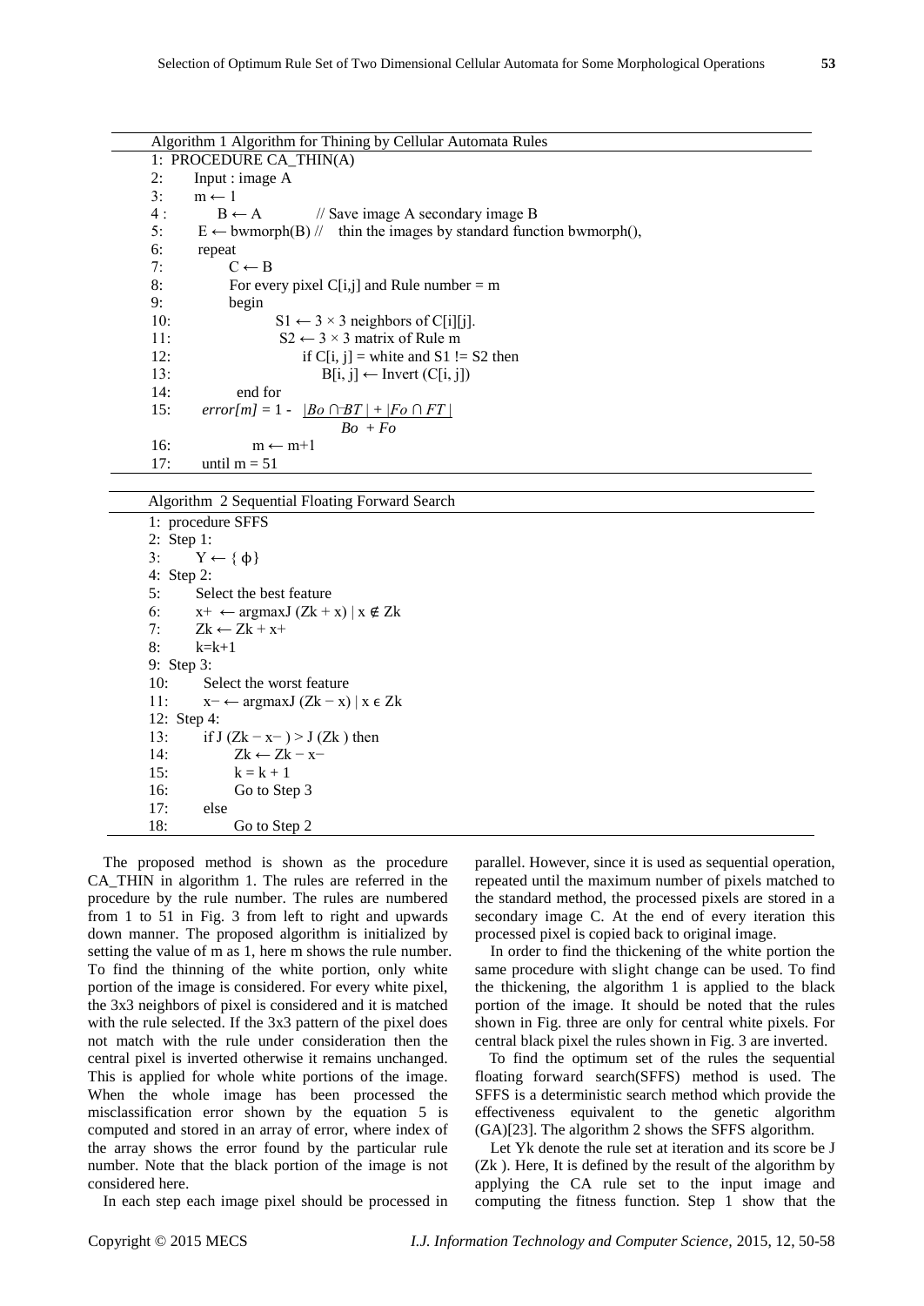Algorithm 1 Algorithm for Thining by Cellular Automata Rules

```
1:  PROCEDURE CA_THIN(A)
2:      Input : image A
3:      m ← 1
4 :       B ← A          // Save image A secondary image B
5:      E ← bwmorph(B) //   thin the images by standard function bwmorph(),
6:      repeat
7:          C ← B
8:          For every pixel C[i,j] and Rule number = m
9:          begin
10:                 S1 ← 3 × 3 neighbors of C[i][j].
11:                 S2 ← 3 × 3 matrix of Rule m
12:                     if C[i, j] = white and S1 != S2 then
13:                         B[i, j] ← Invert (C[i, j])
14:          end for
15:     error[m] = 1 - (|Bo ∩ BT| + |Fo ∩ FT|) / (Bo + Fo)
16:         m ← m+1
17:     until m = 51
```

Algorithm 2 Sequential Floating Forward Search

```
1:  procedure SFFS
2:  Step 1:
3:      Y ← { ϕ}
4:  Step 2:
5:      Select the best feature
6:      x+ ← argmaxJ (Zk + x) | x ∉ Zk
7:      Zk ← Zk + x+
8:      k=k+1
9:  Step 3:
10:     Select the worst feature
11:     x− ← argmaxJ (Zk − x) | x ϵ Zk
12: Step 4:
13:     if J (Zk − x− ) > J (Zk ) then
14:         Zk ← Zk − x−
15:         k = k + 1
16:         Go to Step 3
17:     else
18:         Go to Step 2
```

The proposed method is shown as the procedure CA_THIN in algorithm 1. The rules are referred in the procedure by the rule number. The rules are numbered from 1 to 51 in Fig. 3 from left to right and upwards down manner. The proposed algorithm is initialized by setting the value of m as 1, here m shows the rule number. To find the thinning of the white portion, only white portion of the image is considered. For every white pixel, the 3x3 neighbors of pixel is considered and it is matched with the rule selected. If the 3x3 pattern of the pixel does not match with the rule under consideration then the central pixel is inverted otherwise it remains unchanged. This is applied for whole white portions of the image. When the whole image has been processed the misclassification error shown by the equation 5 is computed and stored in an array of error, where index of the array shows the error found by the particular rule number. Note that the black portion of the image is not considered here.

In each step each image pixel should be processed in parallel. However, since it is used as sequential operation, repeated until the maximum number of pixels matched to the standard method, the processed pixels are stored in a secondary image C. At the end of every iteration this processed pixel is copied back to original image.

In order to find the thickening of the white portion the same procedure with slight change can be used. To find the thickening, the algorithm 1 is applied to the black portion of the image. It should be noted that the rules shown in Fig. three are only for central white pixels. For central black pixel the rules shown in Fig. 3 are inverted.

To find the optimum set of the rules the sequential floating forward search(SFFS) method is used. The SFFS is a deterministic search method which provide the effectiveness equivalent to the genetic algorithm (GA)[23]. The algorithm 2 shows the SFFS algorithm.

Let $Y_k$ denote the rule set at iteration and its score be $J(Z_k)$. Here, It is defined by the result of the algorithm by applying the CA rule set to the input image and computing the fitness function. Step 1 show that the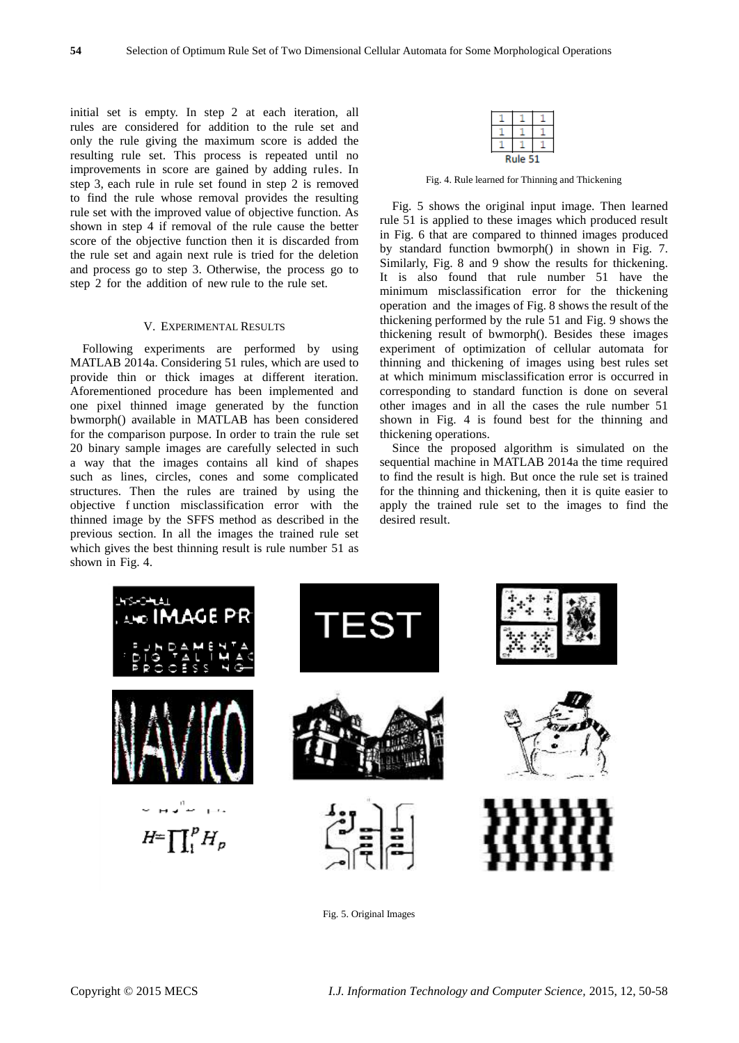initial set is empty. In step 2 at each iteration, all rules are considered for addition to the rule set and only the rule giving the maximum score is added the resulting rule set. This process is repeated until no improvements in score are gained by adding rules. In step 3, each rule in rule set found in step 2 is removed to find the rule whose removal provides the resulting rule set with the improved value of objective function. As shown in step 4 if removal of the rule cause the better score of the objective function then it is discarded from the rule set and again next rule is tried for the deletion and process go to step 3. Otherwise, the process go to step 2 for the addition of new rule to the rule set.

## V. Experimental Results

Following experiments are performed by using MATLAB 2014a. Considering 51 rules, which are used to provide thin or thick images at different iteration. Aforementioned procedure has been implemented and one pixel thinned image generated by the function bwmorph() available in MATLAB has been considered for the comparison purpose. In order to train the rule set 20 binary sample images are carefully selected in such a way that the images contains all kind of shapes such as lines, circles, cones and some complicated structures. Then the rules are trained by using the objective function misclassification error with the thinned image by the SFFS method as described in the previous section. In all the images the trained rule set which gives the best thinning result is rule number 51 as shown in Fig. 4.

| 1 | 1 | 1 |
|---|---|---|
| 1 | 1 | 1 |
| 1 | 1 | 1 |

Rule 51

Fig. 4. Rule learned for Thinning and Thickening

Fig. 5 shows the original input image. Then learned rule 51 is applied to these images which produced result in Fig. 6 that are compared to thinned images produced by standard function bwmorph() in shown in Fig. 7. Similarly, Fig. 8 and 9 show the results for thickening. It is also found that rule number 51 have the minimum misclassification error for the thickening operation and the images of Fig. 8 shows the result of the thickening performed by the rule 51 and Fig. 9 shows the thickening result of bwmorph(). Besides these images experiment of optimization of cellular automata for thinning and thickening of images using best rules set at which minimum misclassification error is occurred in corresponding to standard function is done on several other images and in all the cases the rule number 51 shown in Fig. 4 is found best for the thinning and thickening operations.

Since the proposed algorithm is simulated on the sequential machine in MATLAB 2014a the time required to find the result is high. But once the rule set is trained for the thinning and thickening, then it is quite easier to apply the trained rule set to the images to find the desired result.

Fig. 5. Original Images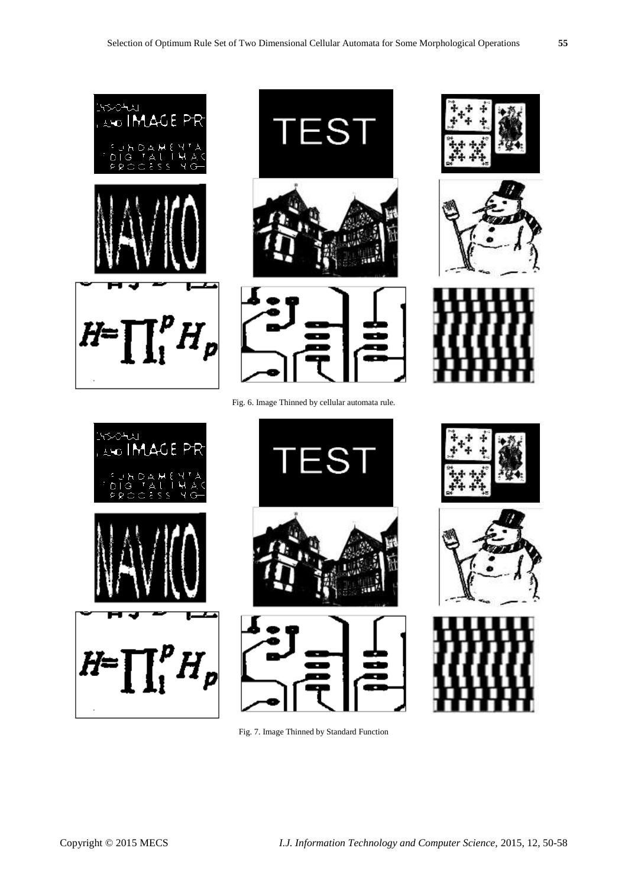Fig. 6. Image Thinned by cellular automata rule.

Fig. 7. Image Thinned by Standard Function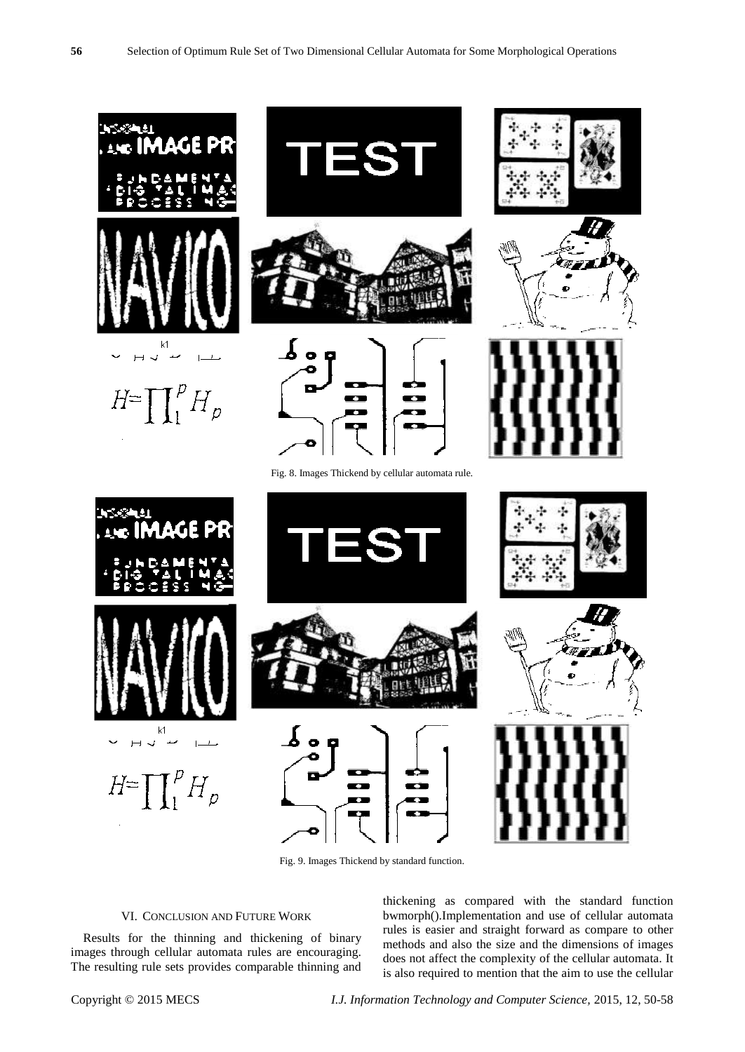Fig. 8. Images Thickend by cellular automata rule.

Fig. 9. Images Thickend by standard function.

## VI. Conclusion and Future Work

Results for the thinning and thickening of binary images through cellular automata rules are encouraging. The resulting rule sets provides comparable thinning and thickening as compared with the standard function bwmorph().Implementation and use of cellular automata rules is easier and straight forward as compare to other methods and also the size and the dimensions of images does not affect the complexity of the cellular automata. It is also required to mention that the aim to use the cellular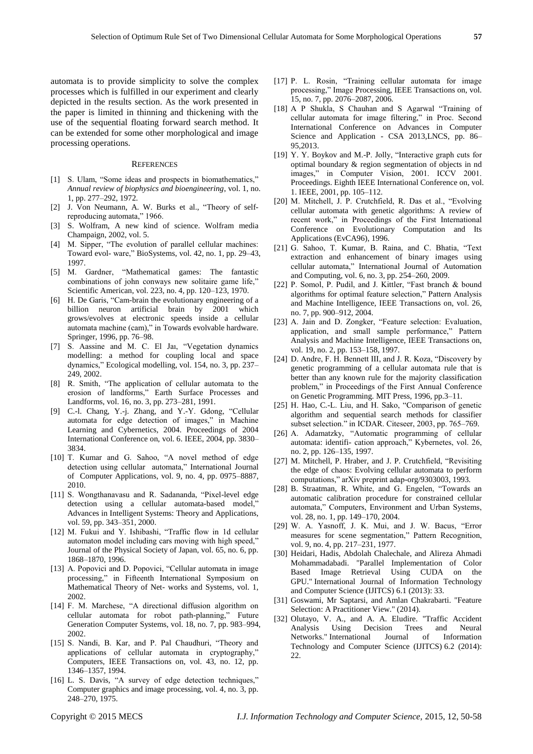automata is to provide simplicity to solve the complex processes which is fulfilled in our experiment and clearly depicted in the results section. As the work presented in the paper is limited in thinning and thickening with the use of the sequential floating forward search method. It can be extended for some other morphological and image processing operations.

## REFERENCES

[1] S. Ulam, "Some ideas and prospects in biomathematics," *Annual review of biophysics and bioengineering*, vol. 1, no. 1, pp. 277–292, 1972.

[2] J. Von Neumann, A. W. Burks et al., "Theory of self-reproducing automata," 1966.

[3] S. Wolfram, A new kind of science. Wolfram media Champaign, 2002, vol. 5.

[4] M. Sipper, "The evolution of parallel cellular machines: Toward evol- ware," BioSystems, vol. 42, no. 1, pp. 29–43, 1997.

[5] M. Gardner, "Mathematical games: The fantastic combinations of john conways new solitaire game life," Scientific American, vol. 223, no. 4, pp. 120–123, 1970.

[6] H. De Garis, "Cam-brain the evolutionary engineering of a billion neuron artificial brain by 2001 which grows/evolves at electronic speeds inside a cellular automata machine (cam)," in Towards evolvable hardware. Springer, 1996, pp. 76–98.

[7] S. Aassine and M. C. El Jaı, "Vegetation dynamics modelling: a method for coupling local and space dynamics," Ecological modelling, vol. 154, no. 3, pp. 237–249, 2002.

[8] R. Smith, "The application of cellular automata to the erosion of landforms," Earth Surface Processes and Landforms, vol. 16, no. 3, pp. 273–281, 1991.

[9] C.-l. Chang, Y.-j. Zhang, and Y.-Y. Gdong, "Cellular automata for edge detection of images," in Machine Learning and Cybernetics, 2004. Proceedings of 2004 International Conference on, vol. 6. IEEE, 2004, pp. 3830–3834.

[10] T. Kumar and G. Sahoo, "A novel method of edge detection using cellular automata," International Journal of Computer Applications, vol. 9, no. 4, pp. 0975–8887, 2010.

[11] S. Wongthanavasu and R. Sadananda, "Pixel-level edge detection using a cellular automata-based model," Advances in Intelligent Systems: Theory and Applications, vol. 59, pp. 343–351, 2000.

[12] M. Fukui and Y. Ishibashi, "Traffic flow in 1d cellular automaton model including cars moving with high speed," Journal of the Physical Society of Japan, vol. 65, no. 6, pp. 1868–1870, 1996.

[13] A. Popovici and D. Popovici, "Cellular automata in image processing," in Fifteenth International Symposium on Mathematical Theory of Net- works and Systems, vol. 1, 2002.

[14] F. M. Marchese, "A directional diffusion algorithm on cellular automata for robot path-planning," Future Generation Computer Systems, vol. 18, no. 7, pp. 983–994, 2002.

[15] S. Nandi, B. Kar, and P. Pal Chaudhuri, "Theory and applications of cellular automata in cryptography," Computers, IEEE Transactions on, vol. 43, no. 12, pp. 1346–1357, 1994.

[16] L. S. Davis, "A survey of edge detection techniques," Computer graphics and image processing, vol. 4, no. 3, pp. 248–270, 1975.

[17] P. L. Rosin, "Training cellular automata for image processing," Image Processing, IEEE Transactions on, vol. 15, no. 7, pp. 2076–2087, 2006.

[18] A P Shukla, S Chauhan and S Agarwal "Training of cellular automata for image filtering," in Proc. Second International Conference on Advances in Computer Science and Application - CSA 2013,LNCS, pp. 86–95,2013.

[19] Y. Y. Boykov and M.-P. Jolly, "Interactive graph cuts for optimal boundary & region segmentation of objects in nd images," in Computer Vision, 2001. ICCV 2001. Proceedings. Eighth IEEE International Conference on, vol. 1. IEEE, 2001, pp. 105–112.

[20] M. Mitchell, J. P. Crutchfield, R. Das et al., "Evolving cellular automata with genetic algorithms: A review of recent work," in Proceedings of the First International Conference on Evolutionary Computation and Its Applications (EvCA96), 1996.

[21] G. Sahoo, T. Kumar, B. Raina, and C. Bhatia, "Text extraction and enhancement of binary images using cellular automata," International Journal of Automation and Computing, vol. 6, no. 3, pp. 254–260, 2009.

[22] P. Somol, P. Pudil, and J. Kittler, "Fast branch & bound algorithms for optimal feature selection," Pattern Analysis and Machine Intelligence, IEEE Transactions on, vol. 26, no. 7, pp. 900–912, 2004.

[23] A. Jain and D. Zongker, "Feature selection: Evaluation, application, and small sample performance," Pattern Analysis and Machine Intelligence, IEEE Transactions on, vol. 19, no. 2, pp. 153–158, 1997.

[24] D. Andre, F. H. Bennett III, and J. R. Koza, "Discovery by genetic programming of a cellular automata rule that is better than any known rule for the majority classification problem," in Proceedings of the First Annual Conference on Genetic Programming. MIT Press, 1996, pp.3–11.

[25] H. Hao, C.-L. Liu, and H. Sako, "Comparison of genetic algorithm and sequential search methods for classifier subset selection." in ICDAR. Citeseer, 2003, pp. 765–769.

[26] A. Adamatzky, "Automatic programming of cellular automata: identifi- cation approach," Kybernetes, vol. 26, no. 2, pp. 126–135, 1997.

[27] M. Mitchell, P. Hraber, and J. P. Crutchfield, "Revisiting the edge of chaos: Evolving cellular automata to perform computations," arXiv preprint adap-org/9303003, 1993.

[28] B. Straatman, R. White, and G. Engelen, "Towards an automatic calibration procedure for constrained cellular automata," Computers, Environment and Urban Systems, vol. 28, no. 1, pp. 149–170, 2004.

[29] W. A. Yasnoff, J. K. Mui, and J. W. Bacus, "Error measures for scene segmentation," Pattern Recognition, vol. 9, no. 4, pp. 217–231, 1977.

[30] Heidari, Hadis, Abdolah Chalechale, and Alireza Ahmadi Mohammadabadi. "Parallel Implementation of Color Based Image Retrieval Using CUDA on the GPU." International Journal of Information Technology and Computer Science (IJITCS) 6.1 (2013): 33.

[31] Goswami, Mr Saptarsi, and Amlan Chakrabarti. "Feature Selection: A Practitioner View." (2014).

[32] Olutayo, V. A., and A. A. Eludire. "Traffic Accident Analysis Using Decision Trees and Neural Networks." International Journal of Information Technology and Computer Science (IJITCS) 6.2 (2014): 22.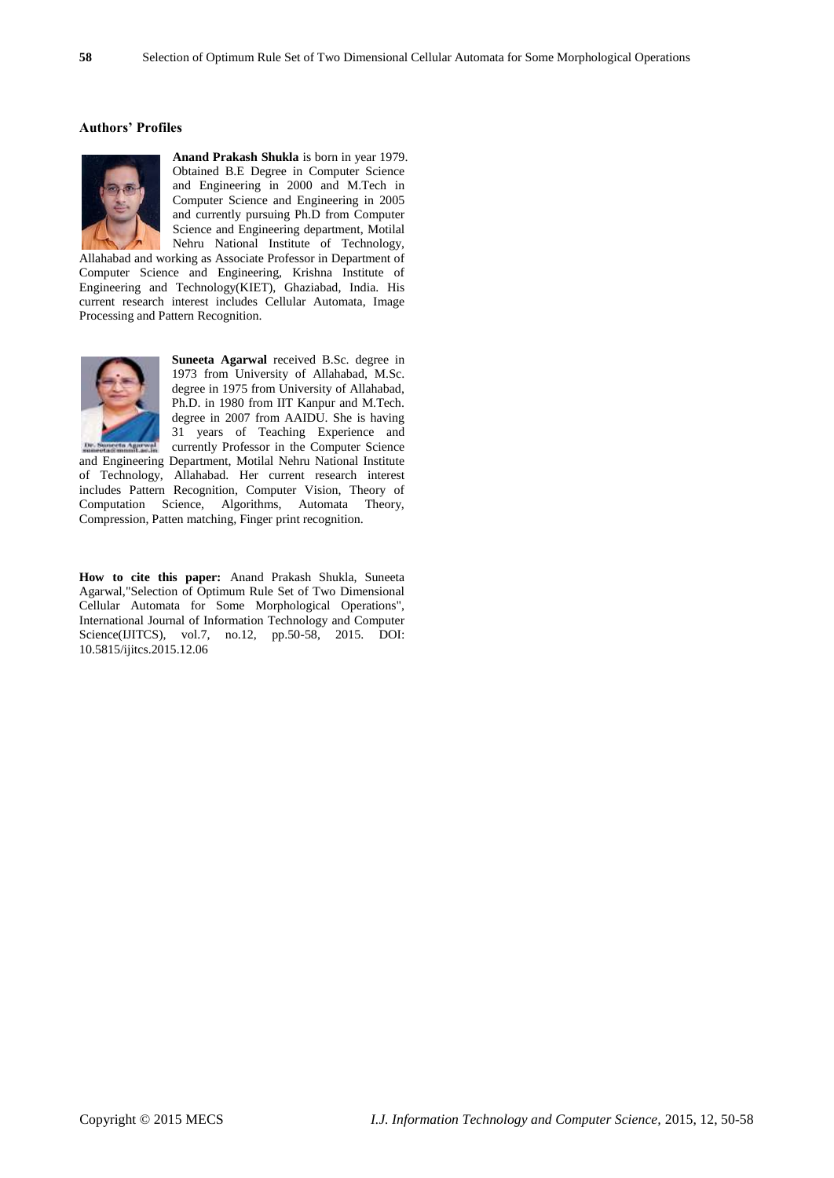## Authors' Profiles

**Anand Prakash Shukla** is born in year 1979. Obtained B.E Degree in Computer Science and Engineering in 2000 and M.Tech in Computer Science and Engineering in 2005 and currently pursuing Ph.D from Computer Science and Engineering department, Motilal Nehru National Institute of Technology, Allahabad and working as Associate Professor in Department of Computer Science and Engineering, Krishna Institute of Engineering and Technology(KIET), Ghaziabad, India. His current research interest includes Cellular Automata, Image Processing and Pattern Recognition.

**Suneeta Agarwal** received B.Sc. degree in 1973 from University of Allahabad, M.Sc. degree in 1975 from University of Allahabad, Ph.D. in 1980 from IIT Kanpur and M.Tech. degree in 2007 from AAIDU. She is having 31 years of Teaching Experience and currently Professor in the Computer Science and Engineering Department, Motilal Nehru National Institute of Technology, Allahabad. Her current research interest includes Pattern Recognition, Computer Vision, Theory of Computation Science, Algorithms, Automata Theory, Compression, Patten matching, Finger print recognition.

**How to cite this paper:** Anand Prakash Shukla, Suneeta Agarwal,"Selection of Optimum Rule Set of Two Dimensional Cellular Automata for Some Morphological Operations", International Journal of Information Technology and Computer Science(IJITCS), vol.7, no.12, pp.50-58, 2015. DOI: 10.5815/ijitcs.2015.12.06